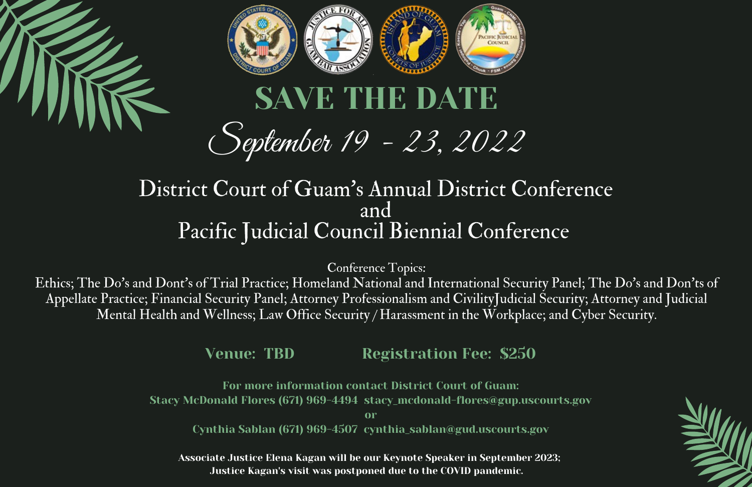# SAVE THE DATE

## September 19 - 23, 2022

## District Court of Guam's Annual District Conference
## and
## Pacific Judicial Council Biennial Conference

Conference Topics:

Ethics; The Do's and Dont's of Trial Practice; Homeland National and International Security Panel; The Do's and Don'ts of Appellate Practice; Financial Security Panel; Attorney Professionalism and CivilityJudicial Security; Attorney and Judicial Mental Health and Wellness; Law Office Security / Harassment in the Workplace; and Cyber Security.

**Venue: TBD** **Registration Fee: $250**

**For more information contact District Court of Guam:**

**Stacy McDonald Flores (671) 969-4494 stacy_mcdonald-flores@gup.uscourts.gov**

**or**

**Cynthia Sablan (671) 969-4507 cynthia_sablan@gud.uscourts.gov**

**Associate Justice Elena Kagan will be our Keynote Speaker in September 2023; Justice Kagan's visit was postponed due to the COVID pandemic.**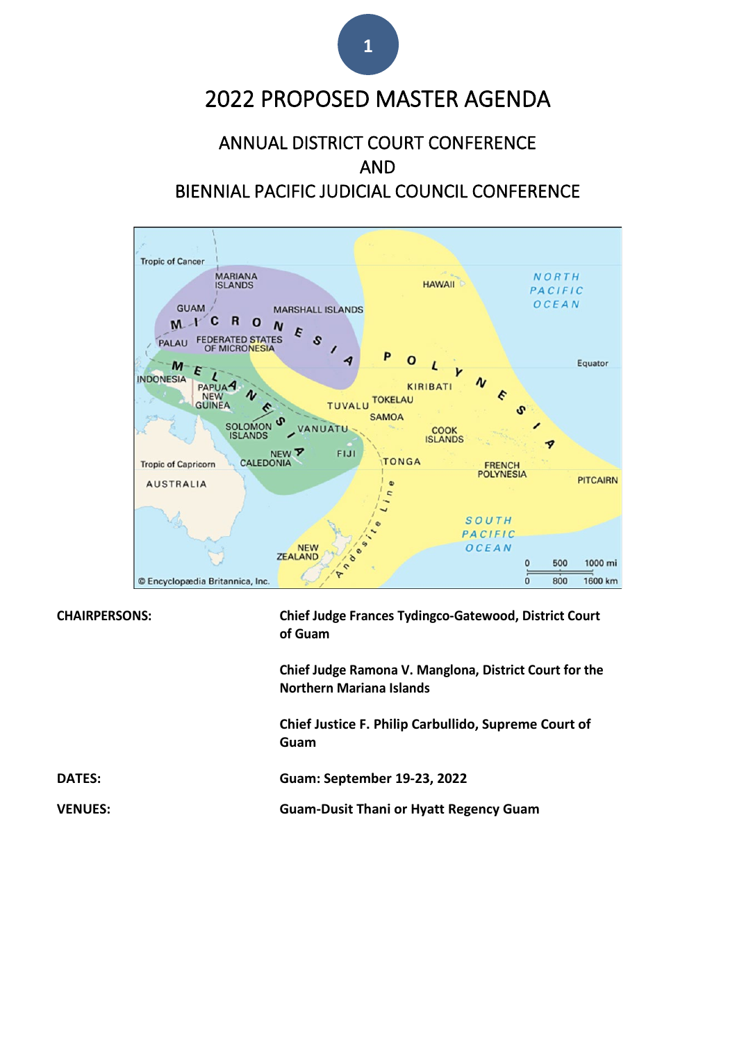# 2022 PROPOSED MASTER AGENDA

## ANNUAL DISTRICT COURT CONFERENCE AND BIENNIAL PACIFIC JUDICIAL COUNCIL CONFERENCE

| | |
|---|---|
| **CHAIRPERSONS:** | **Chief Judge Frances Tydingco-Gatewood, District Court of Guam** |
| | **Chief Judge Ramona V. Manglona, District Court for the Northern Mariana Islands** |
| | **Chief Justice F. Philip Carbullido, Supreme Court of Guam** |
| **DATES:** | **Guam: September 19-23, 2022** |
| **VENUES:** | **Guam-Dusit Thani or Hyatt Regency Guam** |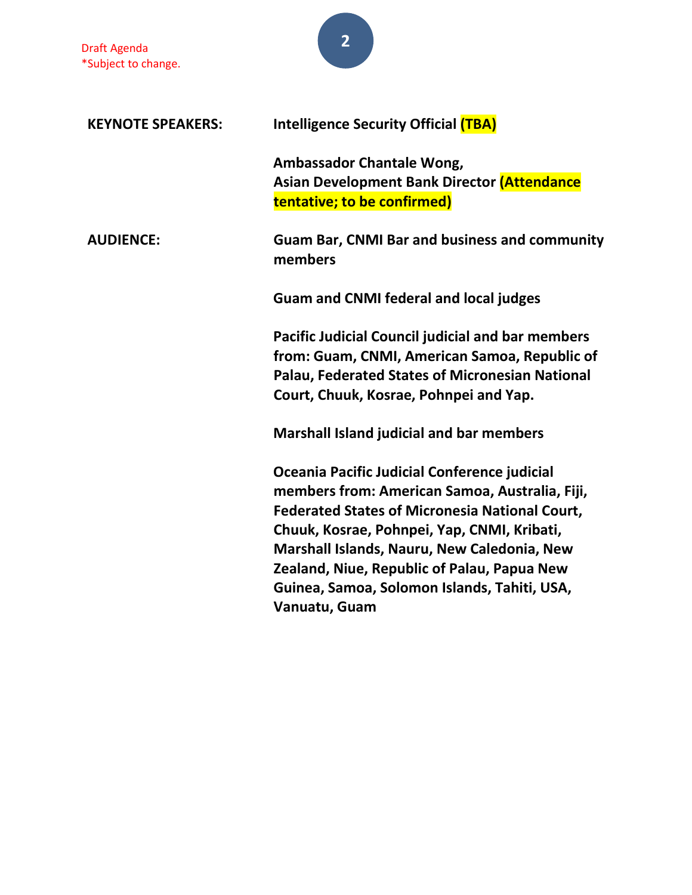Draft Agenda
*Subject to change.

| | |
|---|---|
| **KEYNOTE SPEAKERS:** | **Intelligence Security Official (TBA)** |
| | **Ambassador Chantale Wong,**<br>**Asian Development Bank Director (Attendance tentative; to be confirmed)** |
| **AUDIENCE:** | **Guam Bar, CNMI Bar and business and community members** |
| | **Guam and CNMI federal and local judges** |
| | **Pacific Judicial Council judicial and bar members from: Guam, CNMI, American Samoa, Republic of Palau, Federated States of Micronesian National Court, Chuuk, Kosrae, Pohnpei and Yap.** |
| | **Marshall Island judicial and bar members** |
| | **Oceania Pacific Judicial Conference judicial members from: American Samoa, Australia, Fiji, Federated States of Micronesia National Court, Chuuk, Kosrae, Pohnpei, Yap, CNMI, Kribati, Marshall Islands, Nauru, New Caledonia, New Zealand, Niue, Republic of Palau, Papua New Guinea, Samoa, Solomon Islands, Tahiti, USA, Vanuatu, Guam** |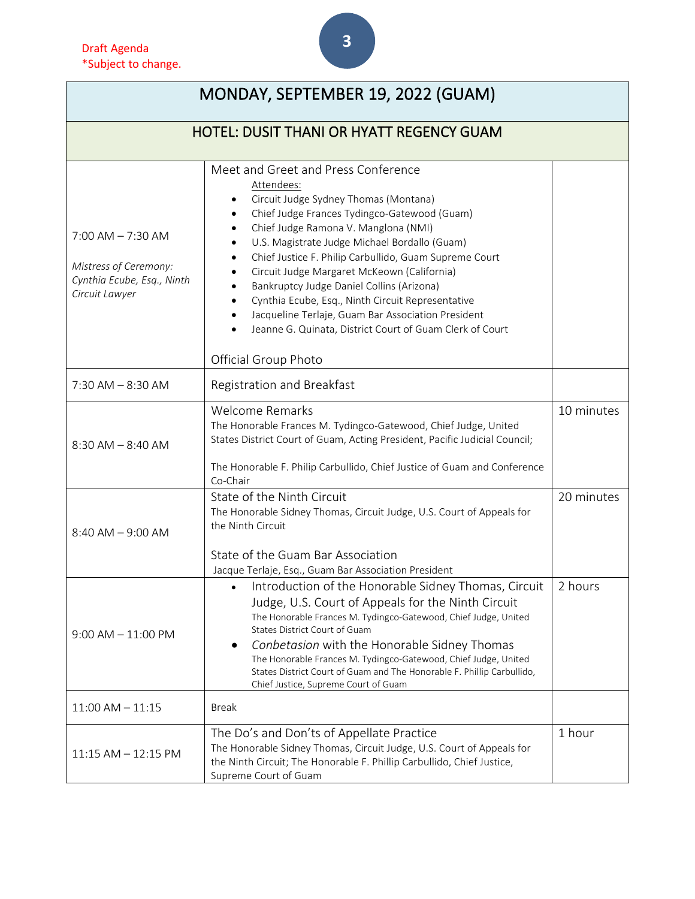Draft Agenda
*Subject to change.

| MONDAY, SEPTEMBER 19, 2022 (GUAM) | | |
|---|---|---|
| **HOTEL: DUSIT THANI OR HYATT REGENCY GUAM** | | |
| 7:00 AM – 7:30 AM<br><br>*Mistress of Ceremony: Cynthia Ecube, Esq., Ninth Circuit Lawyer* | Meet and Greet and Press Conference<br>Attendees:<br>• Circuit Judge Sydney Thomas (Montana)<br>• Chief Judge Frances Tydingco-Gatewood (Guam)<br>• Chief Judge Ramona V. Manglona (NMI)<br>• U.S. Magistrate Judge Michael Bordallo (Guam)<br>• Chief Justice F. Philip Carbullido, Guam Supreme Court<br>• Circuit Judge Margaret McKeown (California)<br>• Bankruptcy Judge Daniel Collins (Arizona)<br>• Cynthia Ecube, Esq., Ninth Circuit Representative<br>• Jacqueline Terlaje, Guam Bar Association President<br>• Jeanne G. Quinata, District Court of Guam Clerk of Court<br><br>Official Group Photo | |
| 7:30 AM – 8:30 AM | Registration and Breakfast | |
| 8:30 AM – 8:40 AM | Welcome Remarks<br>The Honorable Frances M. Tydingco-Gatewood, Chief Judge, United States District Court of Guam, Acting President, Pacific Judicial Council;<br><br>The Honorable F. Philip Carbullido, Chief Justice of Guam and Conference Co-Chair | 10 minutes |
| 8:40 AM – 9:00 AM | State of the Ninth Circuit<br>The Honorable Sidney Thomas, Circuit Judge, U.S. Court of Appeals for the Ninth Circuit<br><br>State of the Guam Bar Association<br>Jacque Terlaje, Esq., Guam Bar Association President | 20 minutes |
| 9:00 AM – 11:00 PM | • Introduction of the Honorable Sidney Thomas, Circuit Judge, U.S. Court of Appeals for the Ninth Circuit<br>The Honorable Frances M. Tydingco-Gatewood, Chief Judge, United States District Court of Guam<br>• *Conbetasion* with the Honorable Sidney Thomas<br>The Honorable Frances M. Tydingco-Gatewood, Chief Judge, United States District Court of Guam and The Honorable F. Phillip Carbullido, Chief Justice, Supreme Court of Guam | 2 hours |
| 11:00 AM – 11:15 | Break | |
| 11:15 AM – 12:15 PM | The Do's and Don't's of Appellate Practice<br>The Honorable Sidney Thomas, Circuit Judge, U.S. Court of Appeals for the Ninth Circuit; The Honorable F. Phillip Carbullido, Chief Justice, Supreme Court of Guam | 1 hour |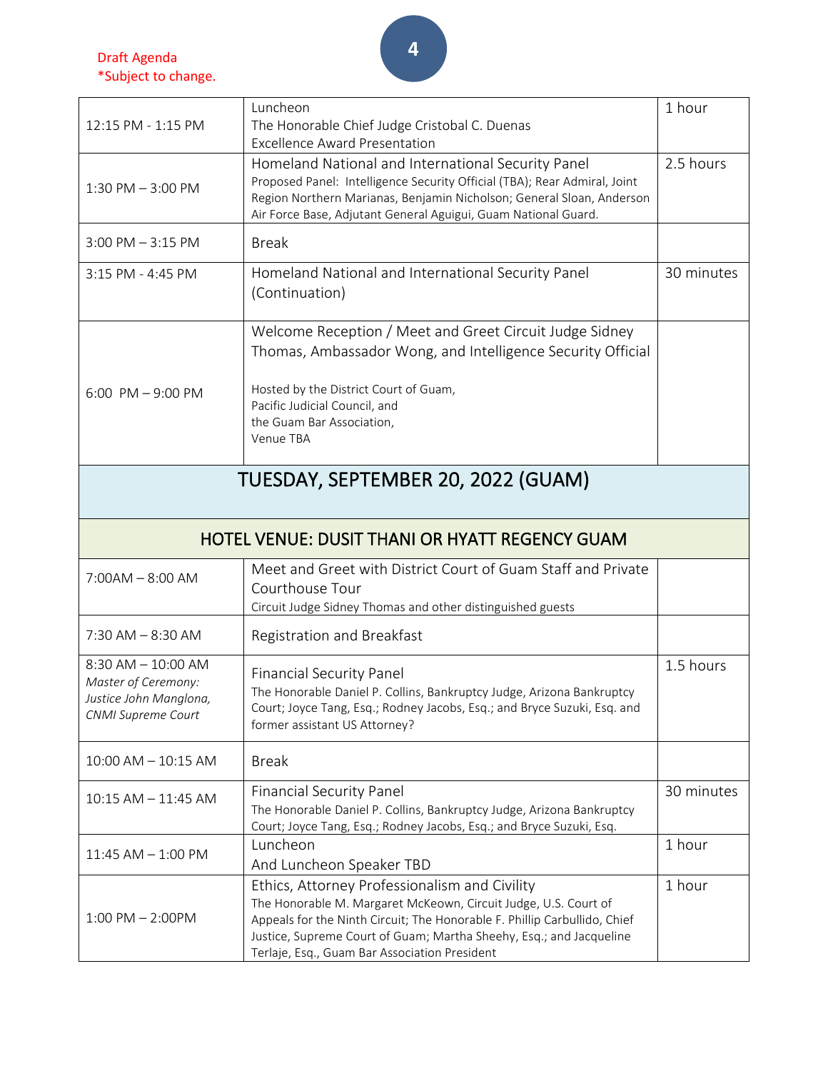Draft Agenda
*Subject to change.

| | | |
|---|---|---|
| 12:15 PM - 1:15 PM | Luncheon<br>The Honorable Chief Judge Cristobal C. Duenas<br>Excellence Award Presentation | 1 hour |
| 1:30 PM – 3:00 PM | Homeland National and International Security Panel<br>Proposed Panel: Intelligence Security Official (TBA); Rear Admiral, Joint Region Northern Marianas, Benjamin Nicholson; General Sloan, Anderson Air Force Base, Adjutant General Aguigui, Guam National Guard. | 2.5 hours |
| 3:00 PM – 3:15 PM | Break | |
| 3:15 PM - 4:45 PM | Homeland National and International Security Panel (Continuation) | 30 minutes |
| 6:00 PM – 9:00 PM | Welcome Reception / Meet and Greet Circuit Judge Sidney Thomas, Ambassador Wong, and Intelligence Security Official<br><br>Hosted by the District Court of Guam,<br>Pacific Judicial Council, and<br>the Guam Bar Association,<br>Venue TBA | |
| **TUESDAY, SEPTEMBER 20, 2022 (GUAM)** | | |
| **HOTEL VENUE: DUSIT THANI OR HYATT REGENCY GUAM** | | |
| 7:00AM – 8:00 AM | Meet and Greet with District Court of Guam Staff and Private Courthouse Tour<br>Circuit Judge Sidney Thomas and other distinguished guests | |
| 7:30 AM – 8:30 AM | Registration and Breakfast | |
| 8:30 AM – 10:00 AM<br>*Master of Ceremony: Justice John Manglona, CNMI Supreme Court* | Financial Security Panel<br>The Honorable Daniel P. Collins, Bankruptcy Judge, Arizona Bankruptcy Court; Joyce Tang, Esq.; Rodney Jacobs, Esq.; and Bryce Suzuki, Esq. and former assistant US Attorney? | 1.5 hours |
| 10:00 AM – 10:15 AM | Break | |
| 10:15 AM – 11:45 AM | Financial Security Panel<br>The Honorable Daniel P. Collins, Bankruptcy Judge, Arizona Bankruptcy Court; Joyce Tang, Esq.; Rodney Jacobs, Esq.; and Bryce Suzuki, Esq. | 30 minutes |
| 11:45 AM – 1:00 PM | Luncheon<br>And Luncheon Speaker TBD | 1 hour |
| 1:00 PM – 2:00PM | Ethics, Attorney Professionalism and Civility<br>The Honorable M. Margaret McKeown, Circuit Judge, U.S. Court of Appeals for the Ninth Circuit; The Honorable F. Phillip Carbullido, Chief Justice, Supreme Court of Guam; Martha Sheehy, Esq.; and Jacqueline Terlaje, Esq., Guam Bar Association President | 1 hour |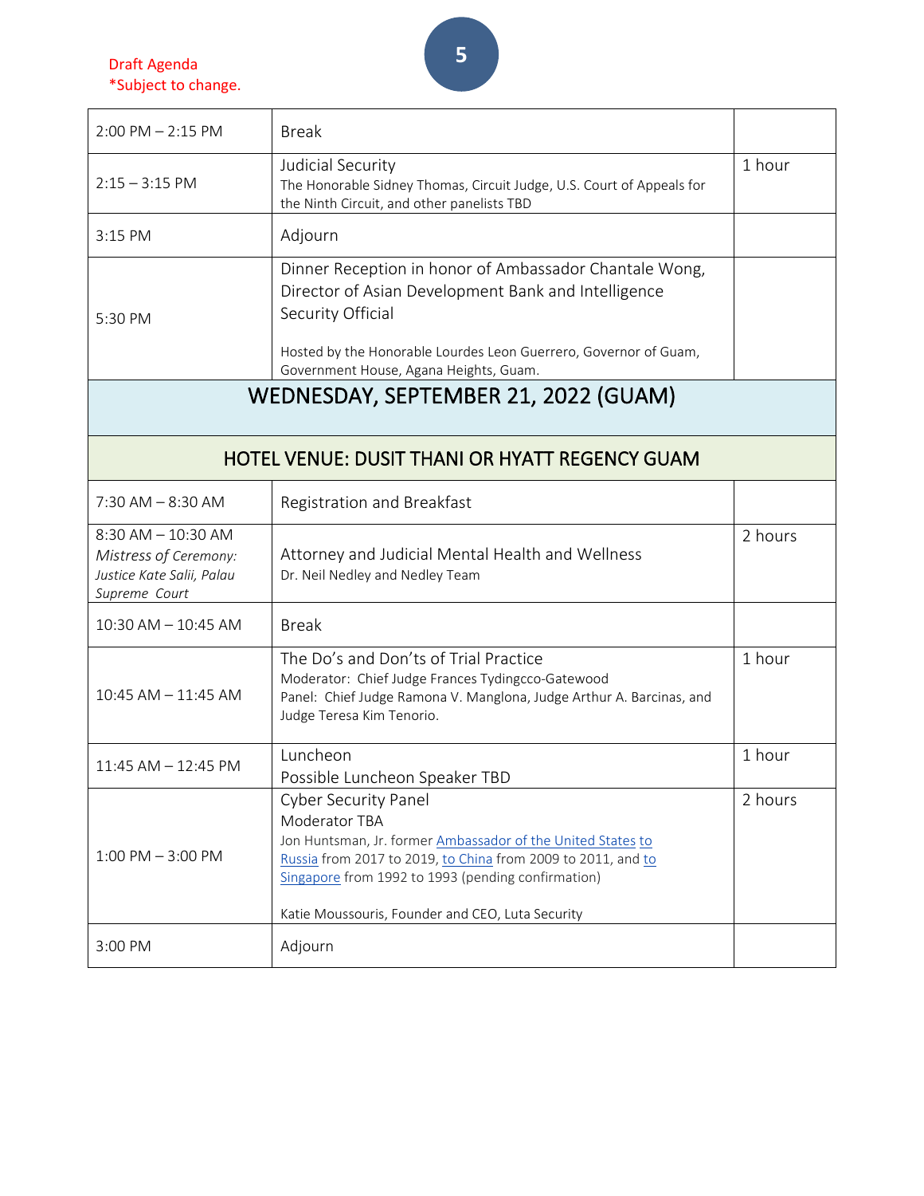Draft Agenda
*Subject to change.

| | | |
|---|---|---|
| 2:00 PM – 2:15 PM | Break | |
| 2:15 – 3:15 PM | Judicial Security<br>The Honorable Sidney Thomas, Circuit Judge, U.S. Court of Appeals for the Ninth Circuit, and other panelists TBD | 1 hour |
| 3:15 PM | Adjourn | |
| 5:30 PM | Dinner Reception in honor of Ambassador Chantale Wong, Director of Asian Development Bank and Intelligence Security Official<br><br>Hosted by the Honorable Lourdes Leon Guerrero, Governor of Guam, Government House, Agana Heights, Guam. | |
| **WEDNESDAY, SEPTEMBER 21, 2022 (GUAM)** | | |
| **HOTEL VENUE: DUSIT THANI OR HYATT REGENCY GUAM** | | |
| 7:30 AM – 8:30 AM | Registration and Breakfast | |
| 8:30 AM – 10:30 AM<br>*Mistress of Ceremony: Justice Kate Salii, Palau Supreme Court* | Attorney and Judicial Mental Health and Wellness<br>Dr. Neil Nedley and Nedley Team | 2 hours |
| 10:30 AM – 10:45 AM | Break | |
| 10:45 AM – 11:45 AM | The Do's and Don'ts of Trial Practice<br>Moderator: Chief Judge Frances Tydingcco-Gatewood<br>Panel: Chief Judge Ramona V. Manglona, Judge Arthur A. Barcinas, and Judge Teresa Kim Tenorio. | 1 hour |
| 11:45 AM – 12:45 PM | Luncheon<br>Possible Luncheon Speaker TBD | 1 hour |
| 1:00 PM – 3:00 PM | Cyber Security Panel<br>Moderator TBA<br>Jon Huntsman, Jr. former Ambassador of the United States to Russia from 2017 to 2019, to China from 2009 to 2011, and to Singapore from 1992 to 1993 (pending confirmation)<br><br>Katie Moussouris, Founder and CEO, Luta Security | 2 hours |
| 3:00 PM | Adjourn | |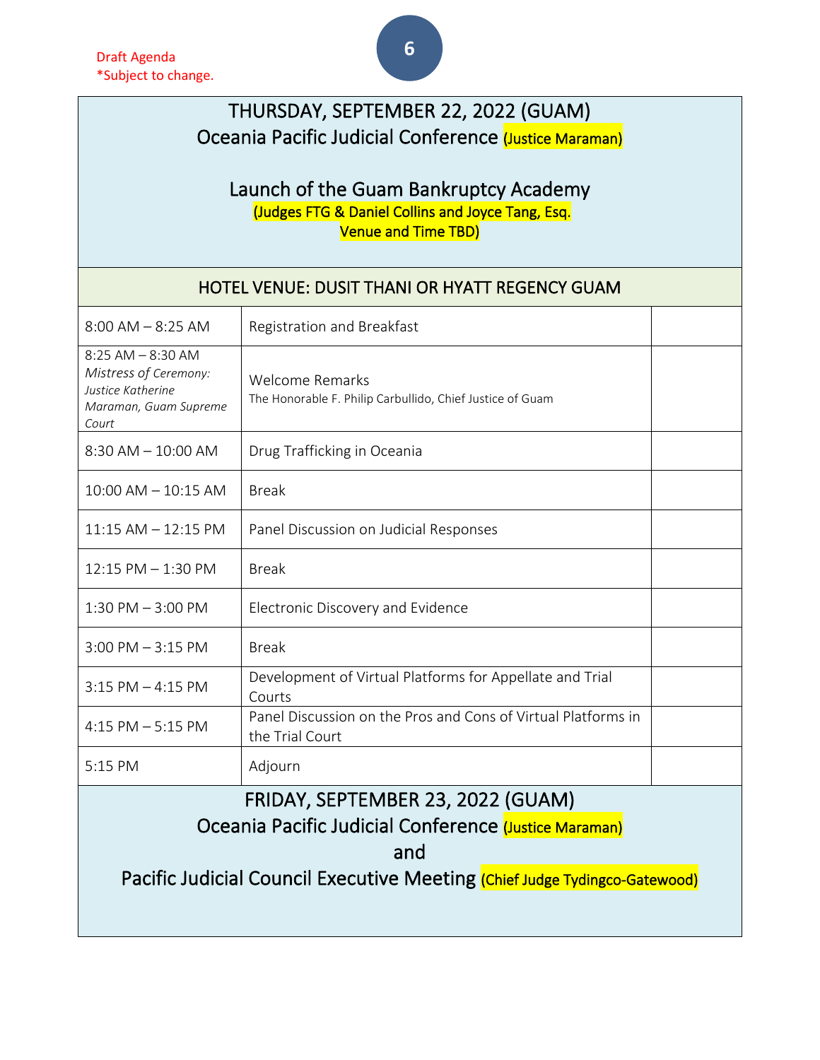Draft Agenda
*Subject to change.

# THURSDAY, SEPTEMBER 22, 2022 (GUAM)

## Oceania Pacific Judicial Conference (Justice Maraman)

## Launch of the Guam Bankruptcy Academy

(Judges FTG & Daniel Collins and Joyce Tang, Esq.
Venue and Time TBD)

### HOTEL VENUE: DUSIT THANI OR HYATT REGENCY GUAM

| | | |
|---|---|---|
| 8:00 AM – 8:25 AM | Registration and Breakfast | |
| 8:25 AM – 8:30 AM<br>*Mistress of Ceremony: Justice Katherine Maraman, Guam Supreme Court* | Welcome Remarks<br>The Honorable F. Philip Carbullido, Chief Justice of Guam | |
| 8:30 AM – 10:00 AM | Drug Trafficking in Oceania | |
| 10:00 AM – 10:15 AM | Break | |
| 11:15 AM – 12:15 PM | Panel Discussion on Judicial Responses | |
| 12:15 PM – 1:30 PM | Break | |
| 1:30 PM – 3:00 PM | Electronic Discovery and Evidence | |
| 3:00 PM – 3:15 PM | Break | |
| 3:15 PM – 4:15 PM | Development of Virtual Platforms for Appellate and Trial Courts | |
| 4:15 PM – 5:15 PM | Panel Discussion on the Pros and Cons of Virtual Platforms in the Trial Court | |
| 5:15 PM | Adjourn | |

# FRIDAY, SEPTEMBER 23, 2022 (GUAM)

## Oceania Pacific Judicial Conference (Justice Maraman)

## and

## Pacific Judicial Council Executive Meeting (Chief Judge Tydingco-Gatewood)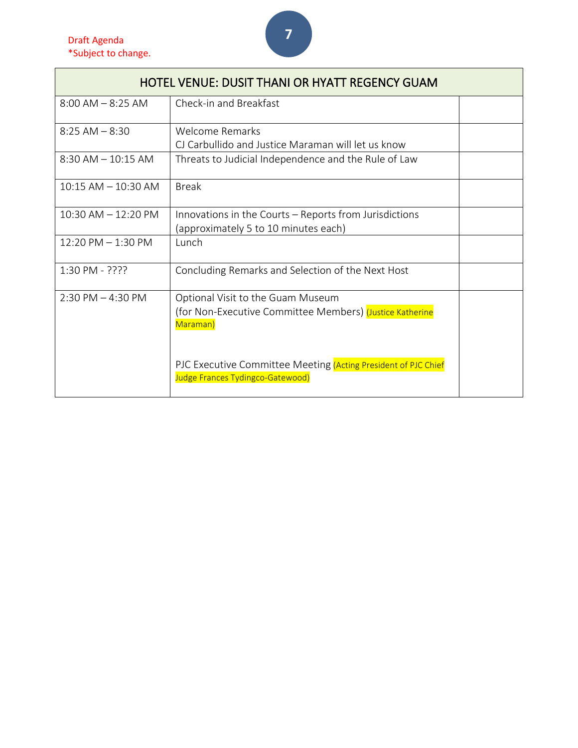Draft Agenda
*Subject to change.

| HOTEL VENUE: DUSIT THANI OR HYATT REGENCY GUAM | | |
|---|---|---|
| 8:00 AM – 8:25 AM | Check-in and Breakfast | |
| 8:25 AM – 8:30 | Welcome Remarks<br>CJ Carbullido and Justice Maraman will let us know | |
| 8:30 AM – 10:15 AM | Threats to Judicial Independence and the Rule of Law | |
| 10:15 AM – 10:30 AM | Break | |
| 10:30 AM – 12:20 PM | Innovations in the Courts – Reports from Jurisdictions (approximately 5 to 10 minutes each) | |
| 12:20 PM – 1:30 PM | Lunch | |
| 1:30 PM - ???? | Concluding Remarks and Selection of the Next Host | |
| 2:30 PM – 4:30 PM | Optional Visit to the Guam Museum (for Non-Executive Committee Members) (Justice Katherine Maraman)<br><br>PJC Executive Committee Meeting (Acting President of PJC Chief Judge Frances Tydingco-Gatewood) | |